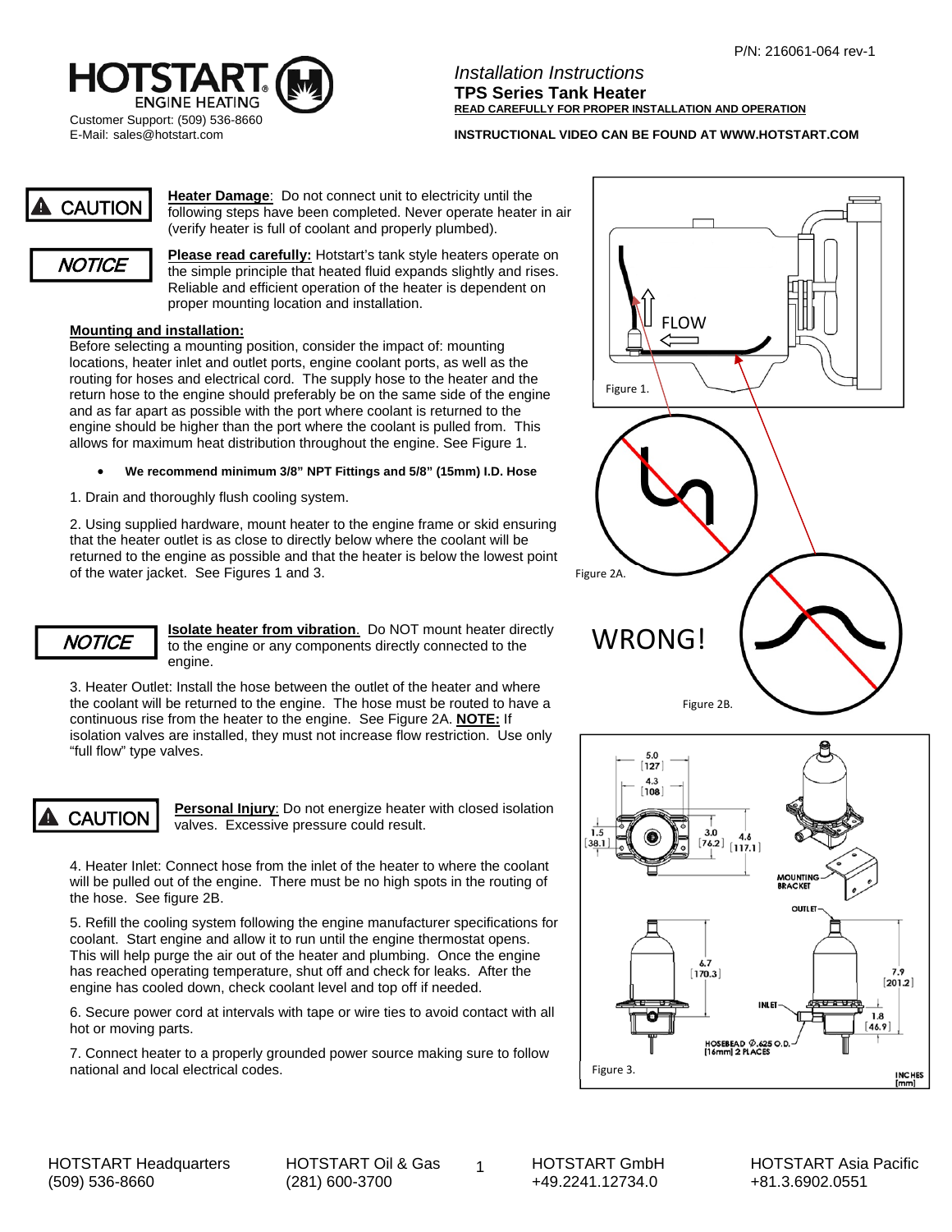P/N: 216061-064 rev-1

HOTSTART ENGINE HEATING
Customer Support: (509) 536-8660
E-Mail: sales@hotstart.com

*Installation Instructions*

**TPS Series Tank Heater**

**READ CAREFULLY FOR PROPER INSTALLATION AND OPERATION**

**INSTRUCTIONAL VIDEO CAN BE FOUND AT WWW.HOTSTART.COM**

**CAUTION** — **Heater Damage**: Do not connect unit to electricity until the following steps have been completed. Never operate heater in air (verify heater is full of coolant and properly plumbed).

*NOTICE* — **Please read carefully:** Hotstart's tank style heaters operate on the simple principle that heated fluid expands slightly and rises. Reliable and efficient operation of the heater is dependent on proper mounting location and installation.

**Mounting and installation:**

Before selecting a mounting position, consider the impact of: mounting locations, heater inlet and outlet ports, engine coolant ports, as well as the routing for hoses and electrical cord. The supply hose to the heater and the return hose to the engine should preferably be on the same side of the engine and as far apart as possible with the port where coolant is returned to the engine should be higher than the port where the coolant is pulled from. This allows for maximum heat distribution throughout the engine. See Figure 1.

- **We recommend minimum 3/8" NPT Fittings and 5/8" (15mm) I.D. Hose**

1. Drain and thoroughly flush cooling system.

2. Using supplied hardware, mount heater to the engine frame or skid ensuring that the heater outlet is as close to directly below where the coolant will be returned to the engine as possible and that the heater is below the lowest point of the water jacket. See Figures 1 and 3.

*NOTICE* — **Isolate heater from vibration**. Do NOT mount heater directly to the engine or any components directly connected to the engine.

3. Heater Outlet: Install the hose between the outlet of the heater and where the coolant will be returned to the engine. The hose must be routed to have a continuous rise from the heater to the engine. See Figure 2A. **NOTE:** If isolation valves are installed, they must not increase flow restriction. Use only "full flow" type valves.

**CAUTION** — **Personal Injury**: Do not energize heater with closed isolation valves. Excessive pressure could result.

4. Heater Inlet: Connect hose from the inlet of the heater to where the coolant will be pulled out of the engine. There must be no high spots in the routing of the hose. See figure 2B.

5. Refill the cooling system following the engine manufacturer specifications for coolant. Start engine and allow it to run until the engine thermostat opens. This will help purge the air out of the heater and plumbing. Once the engine has reached operating temperature, shut off and check for leaks. After the engine has cooled down, check coolant level and top off if needed.

6. Secure power cord at intervals with tape or wire ties to avoid contact with all hot or moving parts.

7. Connect heater to a properly grounded power source making sure to follow national and local electrical codes.

FLOW

Figure 1.

Figure 2A.

WRONG!

Figure 2B.

5.0 [127]
4.3 [108]
1.5 [38.1]
3.0 [76.2]
4.6 [117.1]
MOUNTING BRACKET
OUTLET
6.7 [170.3]
7.9 [201.2]
INLET
1.8 [46.9]
HOSEBEAD Ø.625 O.D. [16mm] 2 PLACES
INCHES [mm]

Figure 3.

HOTSTART Headquarters (509) 536-8660 | HOTSTART Oil & Gas (281) 600-3700 | HOTSTART GmbH +49.2241.12734.0 | HOTSTART Asia Pacific +81.3.6902.0551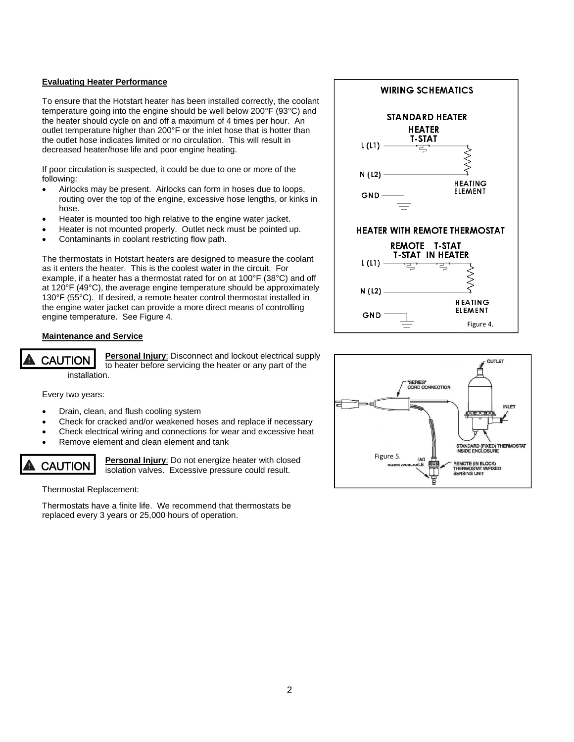**Evaluating Heater Performance**

To ensure that the Hotstart heater has been installed correctly, the coolant temperature going into the engine should be well below 200°F (93°C) and the heater should cycle on and off a maximum of 4 times per hour. An outlet temperature higher than 200°F or the inlet hose that is hotter than the outlet hose indicates limited or no circulation. This will result in decreased heater/hose life and poor engine heating.

If poor circulation is suspected, it could be due to one or more of the following:

- Airlocks may be present. Airlocks can form in hoses due to loops, routing over the top of the engine, excessive hose lengths, or kinks in hose.
- Heater is mounted too high relative to the engine water jacket.
- Heater is not mounted properly. Outlet neck must be pointed up.
- Contaminants in coolant restricting flow path.

The thermostats in Hotstart heaters are designed to measure the coolant as it enters the heater. This is the coolest water in the circuit. For example, if a heater has a thermostat rated for on at 100°F (38°C) and off at 120°F (49°C), the average engine temperature should be approximately 130°F (55°C). If desired, a remote heater control thermostat installed in the engine water jacket can provide a more direct means of controlling engine temperature. See Figure 4.

WIRING SCHEMATICS

STANDARD HEATER

HEATER T-STAT

L (L1)

N (L2)

HEATING ELEMENT

GND

HEATER WITH REMOTE THERMOSTAT

REMOTE T-STAT

T-STAT IN HEATER

L (L1)

N (L2)

HEATING ELEMENT

GND

Figure 4.

"SERIES" CORD CONNECTION

OUTLET

INLET

STANDARD (FIXED) THERMOSTAT INSIDE ENCLOSURE

REMOTE (IN BLOCK) THERMOSTAT W/FIXED SENSING UNIT

Figure 5.

**Maintenance and Service**

**⚠ CAUTION** **Personal Injury**: Disconnect and lockout electrical supply to heater before servicing the heater or any part of the installation.

Every two years:

- Drain, clean, and flush cooling system
- Check for cracked and/or weakened hoses and replace if necessary
- Check electrical wiring and connections for wear and excessive heat
- Remove element and clean element and tank

**⚠ CAUTION** **Personal Injury**: Do not energize heater with closed isolation valves. Excessive pressure could result.

Thermostat Replacement:

Thermostats have a finite life. We recommend that thermostats be replaced every 3 years or 25,000 hours of operation.